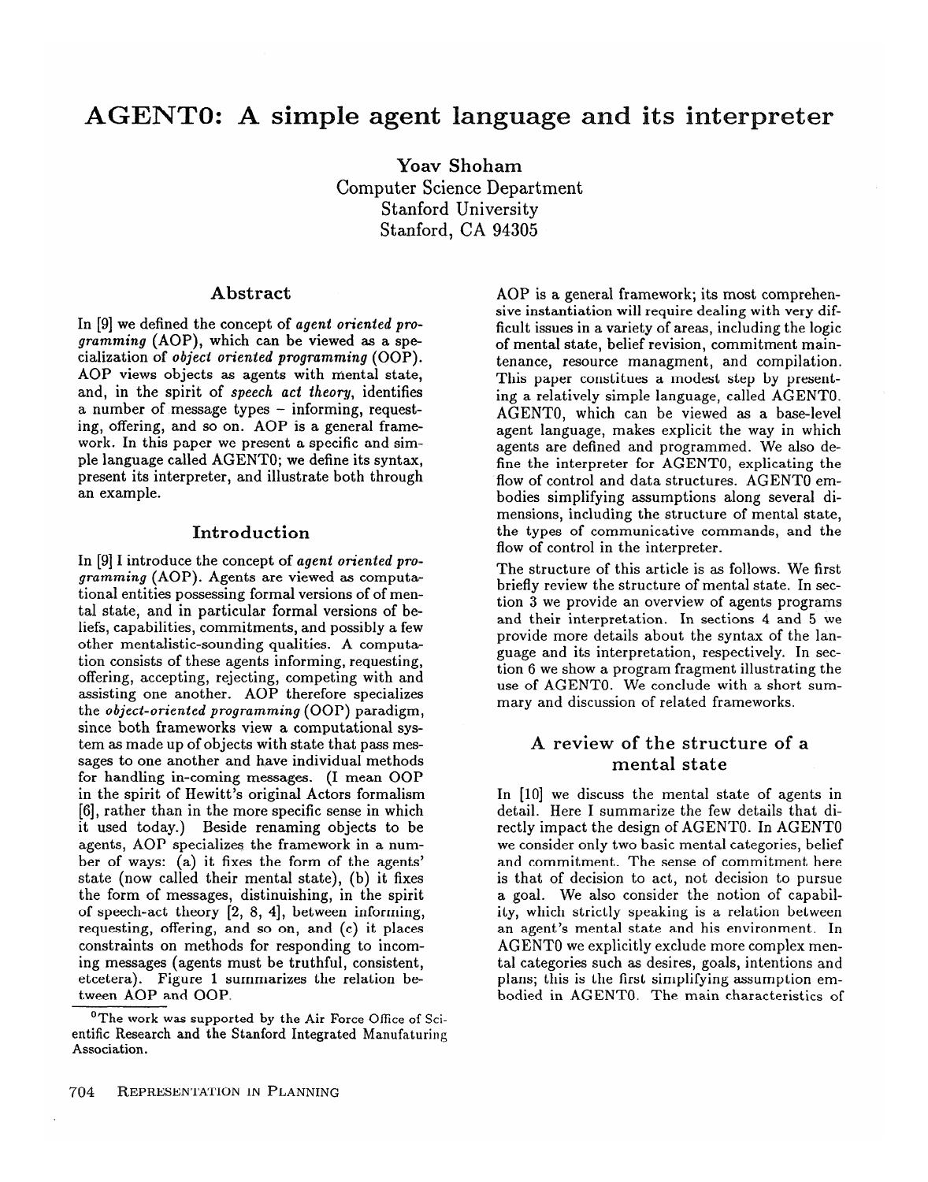# AGENT0: A simple agent language and its interpreter

Yoav Shoham
Computer Science Department
Stanford University
Stanford, CA 94305

## Abstract

In [9] we defined the concept of *agent oriented programming* (AOP), which can be viewed as a specialization of *object oriented programming* (OOP). AOP views objects as agents with mental state, and, in the spirit of *speech act theory*, identifies a number of message types – informing, requesting, offering, and so on. AOP is a general framework. In this paper we present a specific and simple language called AGENT0; we define its syntax, present its interpreter, and illustrate both through an example.

## Introduction

In [9] I introduce the concept of *agent oriented programming* (AOP). Agents are viewed as computational entities possessing formal versions of of mental state, and in particular formal versions of beliefs, capabilities, commitments, and possibly a few other mentalistic-sounding qualities. A computation consists of these agents informing, requesting, offering, accepting, rejecting, competing with and assisting one another. AOP therefore specializes the *object-oriented programming* (OOP) paradigm, since both frameworks view a computational system as made up of objects with state that pass messages to one another and have individual methods for handling in-coming messages. (I mean OOP in the spirit of Hewitt's original Actors formalism [6], rather than in the more specific sense in which it used today.) Beside renaming objects to be agents, AOP specializes the framework in a number of ways: (a) it fixes the form of the agents' state (now called their mental state), (b) it fixes the form of messages, distinuishing, in the spirit of speech-act theory [2, 8, 4], between informing, requesting, offering, and so on, and (c) it places constraints on methods for responding to incoming messages (agents must be truthful, consistent, etcetera). Figure 1 summarizes the relation between AOP and OOP.

[0]The work was supported by the Air Force Office of Scientific Research and the Stanford Integrated Manufaturing Association.

AOP is a general framework; its most comprehensive instantiation will require dealing with very difficult issues in a variety of areas, including the logic of mental state, belief revision, commitment maintenance, resource managment, and compilation. This paper constitues a modest step by presenting a relatively simple language, called AGENT0. AGENT0, which can be viewed as a base-level agent language, makes explicit the way in which agents are defined and programmed. We also define the interpreter for AGENT0, explicating the flow of control and data structures. AGENT0 embodies simplifying assumptions along several dimensions, including the structure of mental state, the types of communicative commands, and the flow of control in the interpreter.

The structure of this article is as follows. We first briefly review the structure of mental state. In section 3 we provide an overview of agents programs and their interpretation. In sections 4 and 5 we provide more details about the syntax of the language and its interpretation, respectively. In section 6 we show a program fragment illustrating the use of AGENT0. We conclude with a short summary and discussion of related frameworks.

## A review of the structure of a mental state

In [10] we discuss the mental state of agents in detail. Here I summarize the few details that directly impact the design of AGENT0. In AGENT0 we consider only two basic mental categories, belief and commitment. The sense of commitment here is that of decision to act, not decision to pursue a goal. We also consider the notion of capability, which strictly speaking is a relation between an agent's mental state and his environment. In AGENT0 we explicitly exclude more complex mental categories such as desires, goals, intentions and plans; this is the first simplifying assumption embodied in AGENT0. The main characteristics of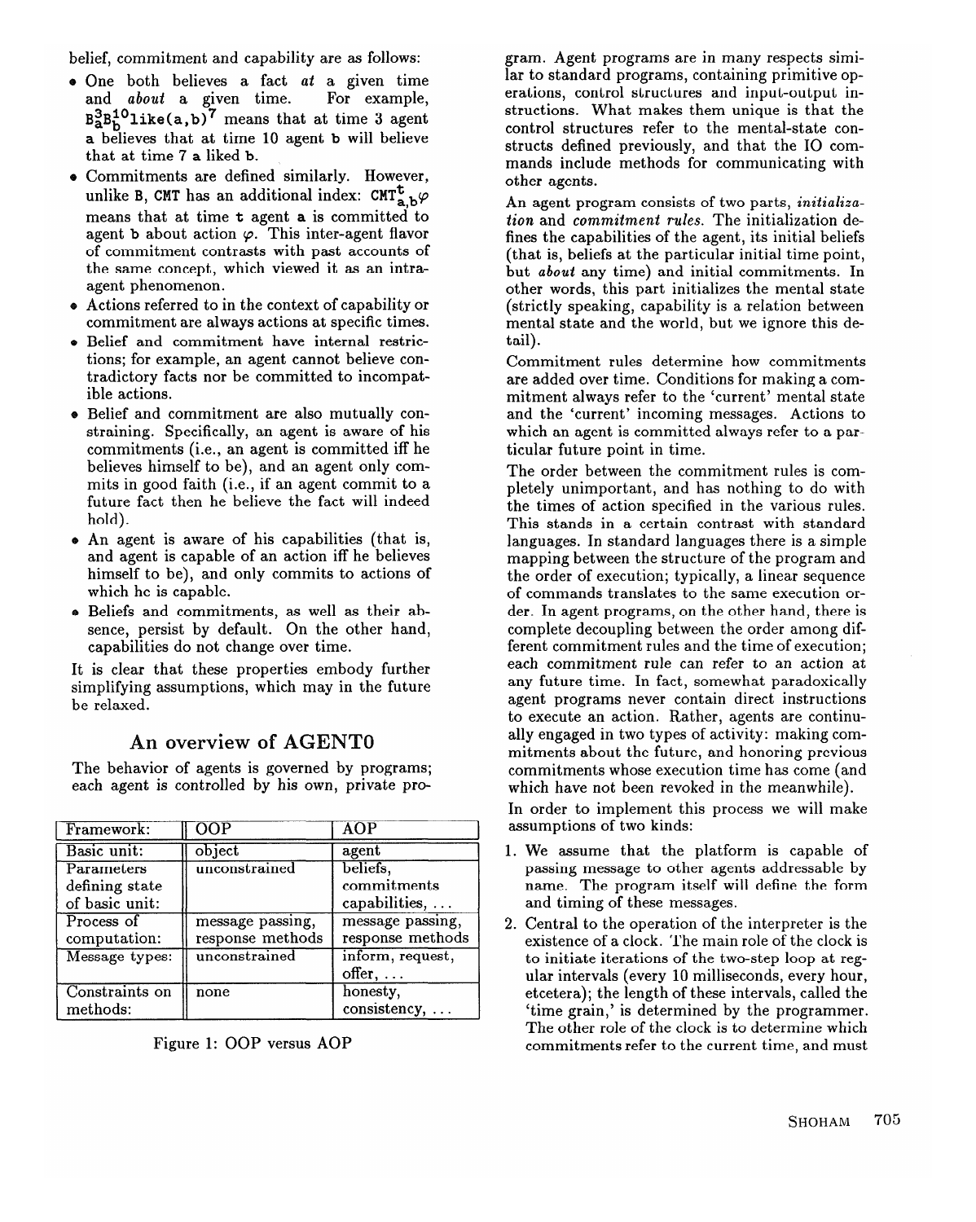belief, commitment and capability are as follows:

- One both believes a fact *at* a given time and *about* a given time. For example, $B^3_a B^{10}_b \texttt{like(a,b)}^7$ means that at time 3 agent a believes that at time 10 agent b will believe that at time 7 a liked b.
- Commitments are defined similarly. However, unlike B, CMT has an additional index: $\texttt{CMT}^t_{a,b}\varphi$ means that at time t agent a is committed to agent b about action $\varphi$. This inter-agent flavor of commitment contrasts with past accounts of the same concept, which viewed it as an intra-agent phenomenon.
- Actions referred to in the context of capability or commitment are always actions at specific times.
- Belief and commitment have internal restrictions; for example, an agent cannot believe contradictory facts nor be committed to incompatible actions.
- Belief and commitment are also mutually constraining. Specifically, an agent is aware of his commitments (i.e., an agent is committed iff he believes himself to be), and an agent only commits in good faith (i.e., if an agent commit to a future fact then he believe the fact will indeed hold).
- An agent is aware of his capabilities (that is, and agent is capable of an action iff he believes himself to be), and only commits to actions of which he is capable.
- Beliefs and commitments, as well as their absence, persist by default. On the other hand, capabilities do not change over time.

It is clear that these properties embody further simplifying assumptions, which may in the future be relaxed.

## An overview of AGENT0

The behavior of agents is governed by programs; each agent is controlled by his own, private program. Agent programs are in many respects similar to standard programs, containing primitive operations, control structures and input-output instructions. What makes them unique is that the control structures refer to the mental-state constructs defined previously, and that the IO commands include methods for communicating with other agents.

| Framework: | OOP | AOP |
|---|---|---|
| Basic unit: | object | agent |
| Parameters defining state of basic unit: | unconstrained | beliefs, commitments capabilities, ... |
| Process of computation: | message passing, response methods | message passing, response methods |
| Message types: | unconstrained | inform, request, offer, ... |
| Constraints on methods: | none | honesty, consistency, ... |

Figure 1: OOP versus AOP

An agent program consists of two parts, *initialization* and *commitment rules*. The initialization defines the capabilities of the agent, its initial beliefs (that is, beliefs at the particular initial time point, but *about* any time) and initial commitments. In other words, this part initializes the mental state (strictly speaking, capability is a relation between mental state and the world, but we ignore this detail).

Commitment rules determine how commitments are added over time. Conditions for making a commitment always refer to the 'current' mental state and the 'current' incoming messages. Actions to which an agent is committed always refer to a particular future point in time.

The order between the commitment rules is completely unimportant, and has nothing to do with the times of action specified in the various rules. This stands in a certain contrast with standard languages. In standard languages there is a simple mapping between the structure of the program and the order of execution; typically, a linear sequence of commands translates to the same execution order. In agent programs, on the other hand, there is complete decoupling between the order among different commitment rules and the time of execution; each commitment rule can refer to an action at any future time. In fact, somewhat paradoxically agent programs never contain direct instructions to execute an action. Rather, agents are continually engaged in two types of activity: making commitments about the future, and honoring previous commitments whose execution time has come (and which have not been revoked in the meanwhile).

In order to implement this process we will make assumptions of two kinds:

1. We assume that the platform is capable of passing message to other agents addressable by name. The program itself will define the form and timing of these messages.
2. Central to the operation of the interpreter is the existence of a clock. The main role of the clock is to initiate iterations of the two-step loop at regular intervals (every 10 milliseconds, every hour, etcetera); the length of these intervals, called the 'time grain,' is determined by the programmer. The other role of the clock is to determine which commitments refer to the current time, and must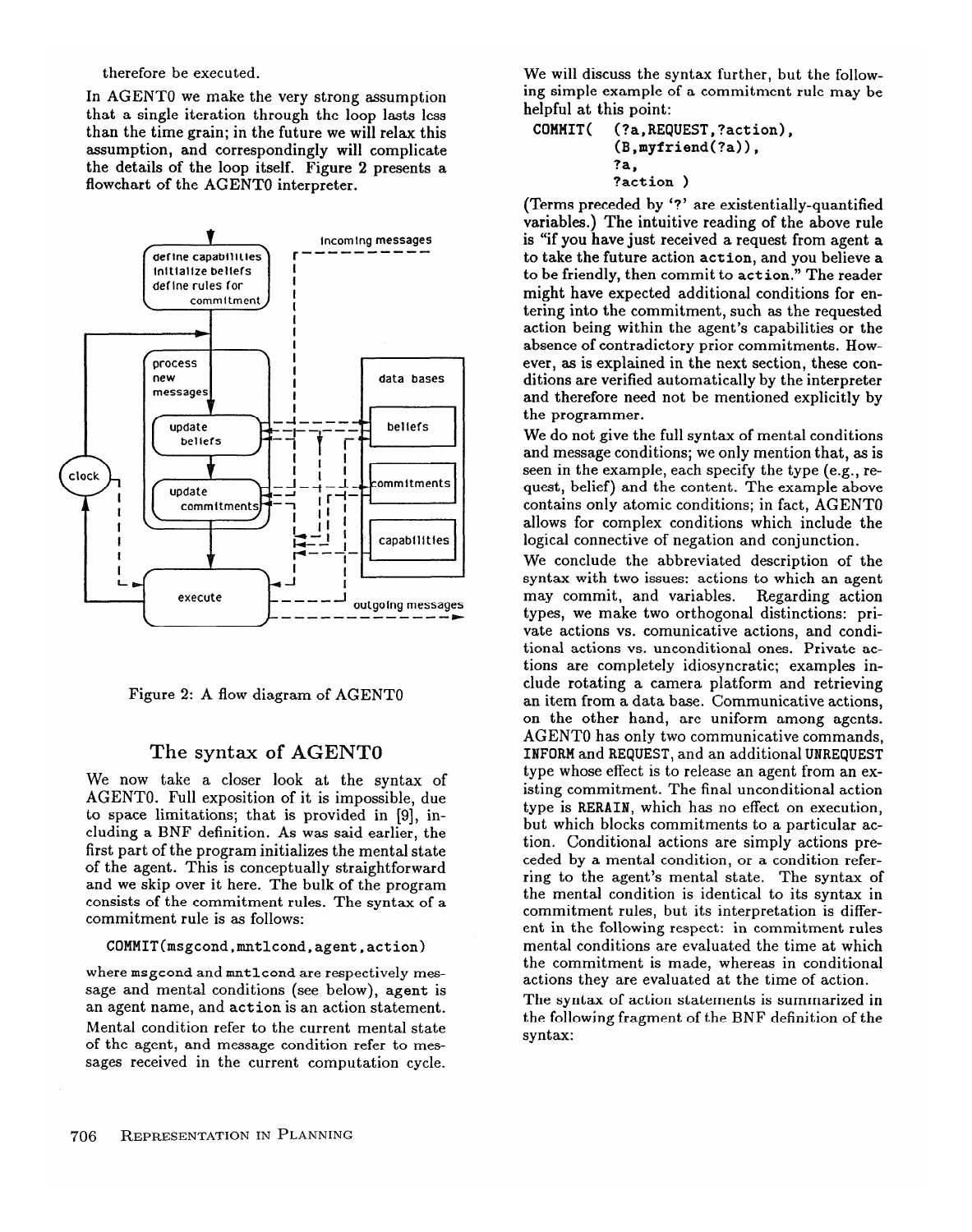therefore be executed.

In AGENT0 we make the very strong assumption that a single iteration through the loop lasts less than the time grain; in the future we will relax this assumption, and correspondingly will complicate the details of the loop itself. Figure 2 presents a flowchart of the AGENT0 interpreter.

Figure 2: A flow diagram of AGENT0

## The syntax of AGENT0

We now take a closer look at the syntax of AGENT0. Full exposition of it is impossible, due to space limitations; that is provided in [9], including a BNF definition. As was said earlier, the first part of the program initializes the mental state of the agent. This is conceptually straightforward and we skip over it here. The bulk of the program consists of the commitment rules. The syntax of a commitment rule is as follows:

```
COMMIT(msgcond,mntlcond,agent,action)
```

where msgcond and mntlcond are respectively message and mental conditions (see below), agent is an agent name, and action is an action statement. Mental condition refer to the current mental state of the agent, and message condition refer to messages received in the current computation cycle.

We will discuss the syntax further, but the following simple example of a commitment rule may be helpful at this point:

```
COMMIT( (?a,REQUEST,?action),
        (B,myfriend(?a)),
        ?a,
        ?action )
```

(Terms preceded by '?' are existentially-quantified variables.) The intuitive reading of the above rule is "if you have just received a request from agent a to take the future action action, and you believe a to be friendly, then commit to action." The reader might have expected additional conditions for entering into the commitment, such as the requested action being within the agent's capabilities or the absence of contradictory prior commitments. However, as is explained in the next section, these conditions are verified automatically by the interpreter and therefore need not be mentioned explicitly by the programmer.

We do not give the full syntax of mental conditions and message conditions; we only mention that, as is seen in the example, each specify the type (e.g., request, belief) and the content. The example above contains only atomic conditions; in fact, AGENT0 allows for complex conditions which include the logical connective of negation and conjunction.

We conclude the abbreviated description of the syntax with two issues: actions to which an agent may commit, and variables. Regarding action types, we make two orthogonal distinctions: private actions vs. comunicative actions, and conditional actions vs. unconditional ones. Private actions are completely idiosyncratic; examples include rotating a camera platform and retrieving an item from a data base. Communicative actions, on the other hand, are uniform among agents. AGENT0 has only two communicative commands, INFORM and REQUEST, and an additional UNREQUEST type whose effect is to release an agent from an existing commitment. The final unconditional action type is REFRAIN, which has no effect on execution, but which blocks commitments to a particular action. Conditional actions are simply actions preceded by a mental condition, or a condition referring to the agent's mental state. The syntax of the mental condition is identical to its syntax in commitment rules, but its interpretation is different in the following respect: in commitment rules mental conditions are evaluated the time at which the commitment is made, whereas in conditional actions they are evaluated at the time of action.

The syntax of action statements is summarized in the following fragment of the BNF definition of the syntax: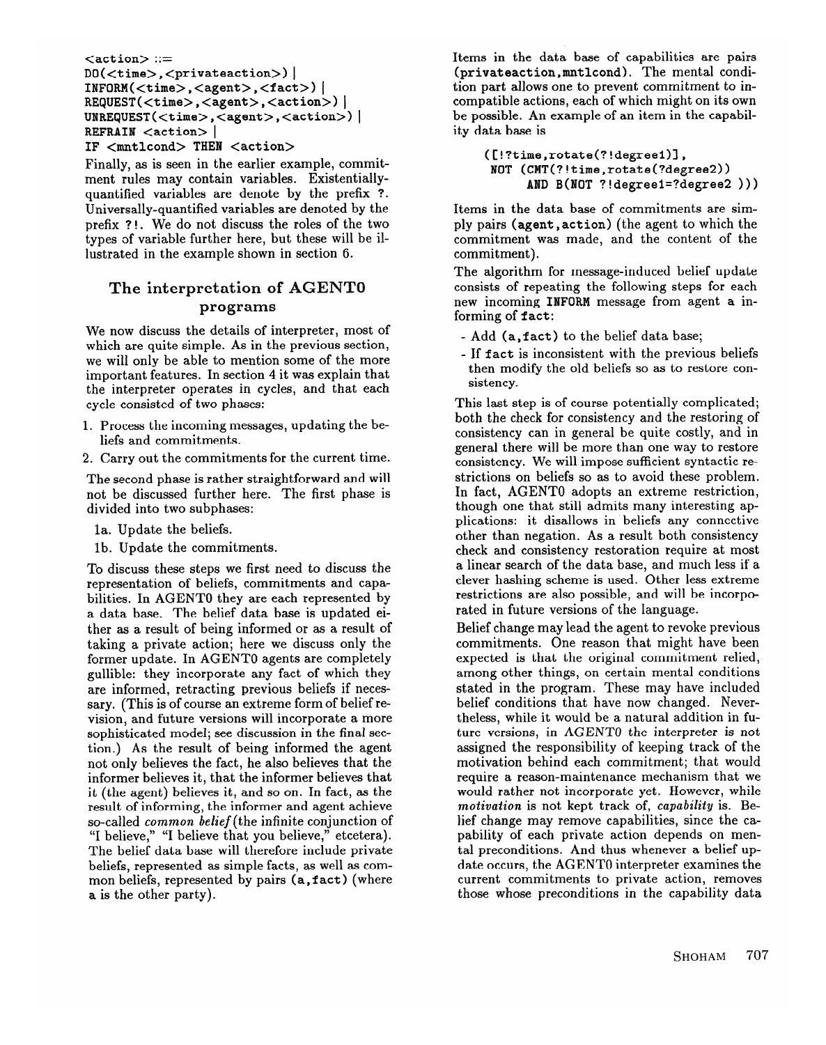```
<action> ::=
DO(<time>,<privateaction>) |
INFORM(<time>,<agent>,<fact>) |
REQUEST(<time>,<agent>,<action>) |
UNREQUEST(<time>,<agent>,<action>) |
REFRAIN <action> |
IF <mntlcond> THEN <action>
```

Finally, as is seen in the earlier example, commitment rules may contain variables. Existentially-quantified variables are denote by the prefix `?`. Universally-quantified variables are denoted by the prefix `?!`. We do not discuss the roles of the two types of variable further here, but these will be illustrated in the example shown in section 6.

## The interpretation of AGENT0 programs

We now discuss the details of interpreter, most of which are quite simple. As in the previous section, we will only be able to mention some of the more important features. In section 4 it was explain that the interpreter operates in cycles, and that each cycle consisted of two phases:

1. Process the incoming messages, updating the beliefs and commitments.
2. Carry out the commitments for the current time.

The second phase is rather straightforward and will not be discussed further here. The first phase is divided into two subphases:

1a. Update the beliefs.

1b. Update the commitments.

To discuss these steps we first need to discuss the representation of beliefs, commitments and capabilities. In AGENT0 they are each represented by a data base. The belief data base is updated either as a result of being informed or as a result of taking a private action; here we discuss only the former update. In AGENT0 agents are completely gullible: they incorporate any fact of which they are informed, retracting previous beliefs if necessary. (This is of course an extreme form of belief revision, and future versions will incorporate a more sophisticated model; see discussion in the final section.) As the result of being informed the agent not only believes the fact, he also believes that the informer believes it, that the informer believes that it (the agent) believes it, and so on. In fact, as the result of informing, the informer and agent achieve so-called *common belief* (the infinite conjunction of "I believe," "I believe that you believe," etcetera). The belief data base will therefore include private beliefs, represented as simple facts, as well as common beliefs, represented by pairs `(a,fact)` (where `a` is the other party).

Items in the data base of capabilities are pairs `(privateaction,mntlcond)`. The mental condition part allows one to prevent commitment to incompatible actions, each of which might on its own be possible. An example of an item in the capability data base is

```
([!?time,rotate(?!degree1)],
 NOT (CMT(?!time,rotate(?degree2))
      AND B(NOT ?!degree1=?degree2 )))
```

Items in the data base of commitments are simply pairs `(agent,action)` (the agent to which the commitment was made, and the content of the commitment).

The algorithm for message-induced belief update consists of repeating the following steps for each new incoming `INFORM` message from agent `a` informing of `fact`:

- Add `(a,fact)` to the belief data base;
- If `fact` is inconsistent with the previous beliefs then modify the old beliefs so as to restore consistency.

This last step is of course potentially complicated; both the check for consistency and the restoring of consistency can in general be quite costly, and in general there will be more than one way to restore consistency. We will impose sufficient syntactic restrictions on beliefs so as to avoid these problem. In fact, AGENT0 adopts an extreme restriction, though one that still admits many interesting applications: it disallows in beliefs any connective other than negation. As a result both consistency check and consistency restoration require at most a linear search of the data base, and much less if a clever hashing scheme is used. Other less extreme restrictions are also possible, and will be incorporated in future versions of the language.

Belief change may lead the agent to revoke previous commitments. One reason that might have been expected is that the original commitment relied, among other things, on certain mental conditions stated in the program. These may have included belief conditions that have now changed. Nevertheless, while it would be a natural addition in future versions, in AGENT0 the interpreter is not assigned the responsibility of keeping track of the motivation behind each commitment; that would require a reason-maintenance mechanism that we would rather not incorporate yet. However, while *motivation* is not kept track of, *capability* is. Belief change may remove capabilities, since the capability of each private action depends on mental preconditions. And thus whenever a belief update occurs, the AGENT0 interpreter examines the current commitments to private action, removes those whose preconditions in the capability data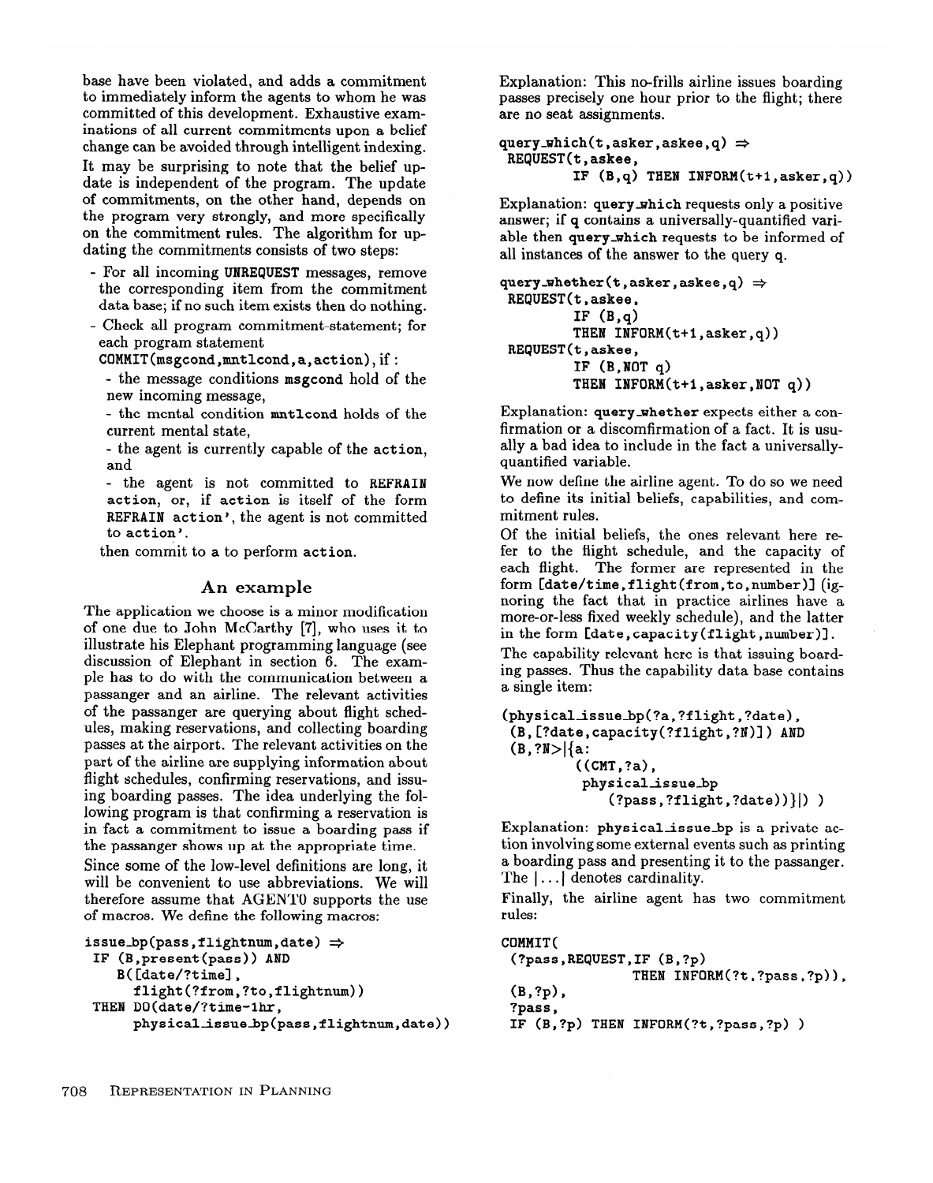base have been violated, and adds a commitment to immediately inform the agents to whom he was committed of this development. Exhaustive examinations of all current commitments upon a belief change can be avoided through intelligent indexing.

It may be surprising to note that the belief update is independent of the program. The update of commitments, on the other hand, depends on the program very strongly, and more specifically on the commitment rules. The algorithm for updating the commitments consists of two steps:

- For all incoming `UNREQUEST` messages, remove the corresponding item from the commitment data base; if no such item exists then do nothing.
- Check all program commitment-statement; for each program statement `COMMIT(msgcond,mntlcond,a,action)`, if :
  - the message conditions `msgcond` hold of the new incoming message,
  - the mental condition `mntlcond` holds of the current mental state,
  - the agent is currently capable of the `action`, and
  - the agent is not committed to `REFRAIN action`, or, if `action` is itself of the form `REFRAIN action'`, the agent is not committed to `action'`.

  then commit to `a` to perform `action`.

## An example

The application we choose is a minor modification of one due to John McCarthy [7], who uses it to illustrate his Elephant programming language (see discussion of Elephant in section 6. The example has to do with the communication between a passanger and an airline. The relevant activities of the passanger are querying about flight schedules, making reservations, and collecting boarding passes at the airport. The relevant activities on the part of the airline are supplying information about flight schedules, confirming reservations, and issuing boarding passes. The idea underlying the following program is that confirming a reservation is in fact a commitment to issue a boarding pass if the passanger shows up at the appropriate time.

Since some of the low-level definitions are long, it will be convenient to use abbreviations. We will therefore assume that AGENT0 supports the use of macros. We define the following macros:

```
issue_bp(pass,flightnum,date) ⇒
 IF (B,present(pass)) AND
    B([date/?time],
      flight(?from,?to,flightnum))
 THEN DO(date/?time-1hr,
      physical_issue_bp(pass,flightnum,date))
```

Explanation: This no-frills airline issues boarding passes precisely one hour prior to the flight; there are no seat assignments.

```
query_which(t,asker,askee,q) ⇒
 REQUEST(t,askee,
         IF (B,q) THEN INFORM(t+1,asker,q))
```

Explanation: `query_which` requests only a positive answer; if `q` contains a universally-quantified variable then `query_which` requests to be informed of all instances of the answer to the query `q`.

```
query_whether(t,asker,askee,q) ⇒
 REQUEST(t,askee,
         IF (B,q)
         THEN INFORM(t+1,asker,q))
 REQUEST(t,askee,
         IF (B,NOT q)
         THEN INFORM(t+1,asker,NOT q))
```

Explanation: `query_whether` expects either a confirmation or a discomfirmation of a fact. It is usually a bad idea to include in the fact a universally-quantified variable.

We now define the airline agent. To do so we need to define its initial beliefs, capabilities, and commitment rules.

Of the initial beliefs, the ones relevant here refer to the flight schedule, and the capacity of each flight. The former are represented in the form `[date/time,flight(from,to,number)]` (ignoring the fact that in practice airlines have a more-or-less fixed weekly schedule), and the latter in the form `[date,capacity(flight,number)]`.

The capability relevant here is that issuing boarding passes. Thus the capability data base contains a single item:

```
(physical_issue_bp(?a,?flight,?date),
 (B,[?date,capacity(?flight,?N)]) AND
 (B,?N>|{a:
         ((CMT,?a),
          physical_issue_bp
             (?pass,?flight,?date))}|) )
```

Explanation: `physical_issue_bp` is a private action involving some external events such as printing a boarding pass and presenting it to the passanger. The |...| denotes cardinality.

Finally, the airline agent has two commitment rules:

```
COMMIT(
 (?pass,REQUEST,IF (B,?p)
               THEN INFORM(?t,?pass,?p)),
 (B,?p),
 ?pass,
 IF (B,?p) THEN INFORM(?t,?pass,?p) )
```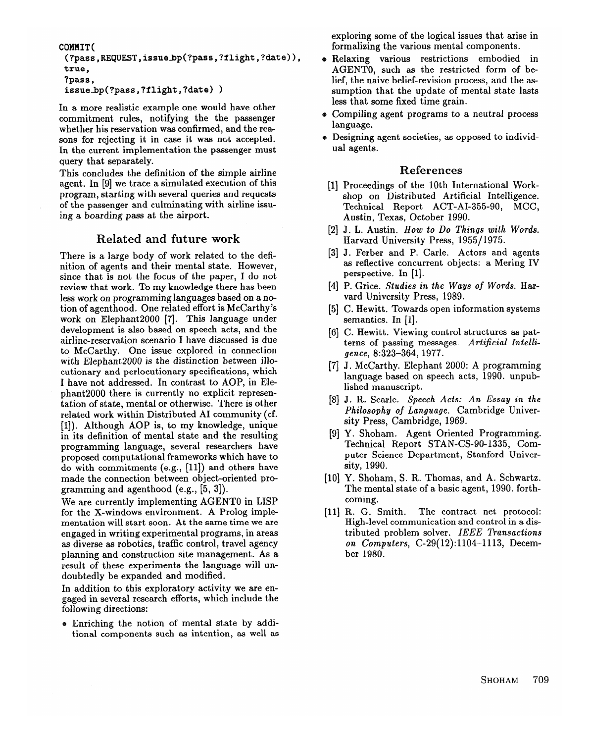```
COMMIT(
 (?pass,REQUEST,issue_bp(?pass,?flight,?date)),
 true,
 ?pass,
 issue_bp(?pass,?flight,?date) )
```

In a more realistic example one would have other commitment rules, notifying the the passenger whether his reservation was confirmed, and the reasons for rejecting it in case it was not accepted. In the current implementation the passenger must query that separately.

This concludes the definition of the simple airline agent. In [9] we trace a simulated execution of this program, starting with several queries and requests of the passenger and culminating with airline issuing a boarding pass at the airport.

## Related and future work

There is a large body of work related to the definition of agents and their mental state. However, since that is not the focus of the paper, I do not review that work. To my knowledge there has been less work on programming languages based on a notion of agenthood. One related effort is McCarthy's work on Elephant2000 [7]. This language under development is also based on speech acts, and the airline-reservation scenario I have discussed is due to McCarthy. One issue explored in connection with Elephant2000 is the distinction between illocutionary and perlocutionary specifications, which I have not addressed. In contrast to AOP, in Elephant2000 there is currently no explicit representation of state, mental or otherwise. There is other related work within Distributed AI community (cf. [1]). Although AOP is, to my knowledge, unique in its definition of mental state and the resulting programming language, several researchers have proposed computational frameworks which have to do with commitments (e.g., [11]) and others have made the connection between object-oriented programming and agenthood (e.g., [5, 3]).

We are currently implementing AGENT0 in LISP for the X-windows environment. A Prolog implementation will start soon. At the same time we are engaged in writing experimental programs, in areas as diverse as robotics, traffic control, travel agency planning and construction site management. As a result of these experiments the language will undoubtedly be expanded and modified.

In addition to this exploratory activity we are engaged in several research efforts, which include the following directions:

- Enriching the notion of mental state by additional components such as intention, as well as exploring some of the logical issues that arise in formalizing the various mental components.
- Relaxing various restrictions embodied in AGENT0, such as the restricted form of belief, the naive belief-revision process, and the assumption that the update of mental state lasts less that some fixed time grain.
- Compiling agent programs to a neutral process language.
- Designing agent societies, as opposed to individual agents.

## References

[1] Proceedings of the 10th International Workshop on Distributed Artificial Intelligence. Technical Report ACT-AI-355-90, MCC, Austin, Texas, October 1990.

[2] J. L. Austin. *How to Do Things with Words.* Harvard University Press, 1955/1975.

[3] J. Ferber and P. Carle. Actors and agents as reflective concurrent objects: a Mering IV perspective. In [1].

[4] P. Grice. *Studies in the Ways of Words.* Harvard University Press, 1989.

[5] C. Hewitt. Towards open information systems semantics. In [1].

[6] C. Hewitt. Viewing control structures as patterns of passing messages. *Artificial Intelligence*, 8:323–364, 1977.

[7] J. McCarthy. Elephant 2000: A programming language based on speech acts, 1990. unpublished manuscript.

[8] J. R. Searle. *Speech Acts: An Essay in the Philosophy of Language.* Cambridge University Press, Cambridge, 1969.

[9] Y. Shoham. Agent Oriented Programming. Technical Report STAN-CS-90-1335, Computer Science Department, Stanford University, 1990.

[10] Y. Shoham, S. R. Thomas, and A. Schwartz. The mental state of a basic agent, 1990. forthcoming.

[11] R. G. Smith. The contract net protocol: High-level communication and control in a distributed problem solver. *IEEE Transactions on Computers*, C-29(12):1104–1113, December 1980.